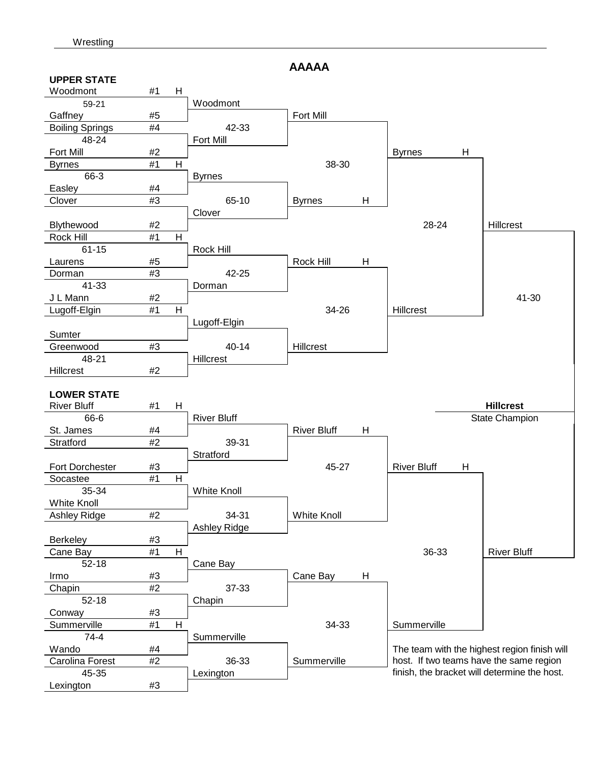Wrestling

# AAAAA

## UPPER STATE

### First Round

| Team | Seed | Host | Score | Winner |
|---|---|---|---|---|
| Woodmont | #1 | H | 59-21 | Woodmont |
| Gaffney | #5 | | | |
| Boiling Springs | #4 | | 48-24 | Fort Mill |
| Fort Mill | #2 | | | |
| Byrnes | #1 | H | 66-3 | Byrnes |
| Easley | #4 | | | |
| Clover | #3 | | | Clover |
| Blythewood | #2 | | | |
| Rock Hill | #1 | H | 61-15 | Rock Hill |
| Laurens | #5 | | | |
| Dorman | #3 | | 41-33 | Dorman |
| J L Mann | #2 | | | |
| Lugoff-Elgin | #1 | H | | Lugoff-Elgin |
| Sumter | | | | |
| Greenwood | #3 | | 48-21 | Hillcrest |
| Hillcrest | #2 | | | |

### Second Round

| Matchup | Score | Winner |
|---|---|---|
| Woodmont vs. Fort Mill | 42-33 | Fort Mill |
| Byrnes vs. Clover | 65-10 | Byrnes (H) |
| Rock Hill vs. Dorman | 42-25 | Rock Hill (H) |
| Lugoff-Elgin vs. Hillcrest | 40-14 | Hillcrest |

### Third Round

| Matchup | Score | Winner |
|---|---|---|
| Fort Mill vs. Byrnes (H) | 38-30 | Byrnes (H) |
| Rock Hill (H) vs. Hillcrest | 34-26 | Hillcrest |

### Upper State Final

| Matchup | Score | Winner |
|---|---|---|
| Byrnes (H) vs. Hillcrest | 28-24 | Hillcrest |

## LOWER STATE

### First Round

| Team | Seed | Host | Score | Winner |
|---|---|---|---|---|
| River Bluff | #1 | H | 66-6 | River Bluff |
| St. James | #4 | | | |
| Stratford | #2 | | | Stratford |
| Fort Dorchester | #3 | | | |
| Socastee | #1 | H | 35-34 | White Knoll |
| White Knoll | | | | |
| Ashley Ridge | #2 | | | Ashley Ridge |
| Berkeley | #3 | | | |
| Cane Bay | #1 | H | 52-18 | Cane Bay |
| Irmo | #3 | | | |
| Chapin | #2 | | 52-18 | Chapin |
| Conway | #3 | | | |
| Summerville | #1 | H | 74-4 | Summerville |
| Wando | #4 | | | |
| Carolina Forest | #2 | | 45-35 | Lexington |
| Lexington | #3 | | | |

### Second Round

| Matchup | Score | Winner |
|---|---|---|
| River Bluff vs. Stratford | 39-31 | River Bluff (H) |
| White Knoll vs. Ashley Ridge | 34-31 | White Knoll |
| Cane Bay vs. Chapin | 37-33 | Cane Bay (H) |
| Summerville vs. Lexington | 36-33 | Summerville |

### Third Round

| Matchup | Score | Winner |
|---|---|---|
| River Bluff (H) vs. White Knoll | 45-27 | River Bluff (H) |
| Cane Bay (H) vs. Summerville | 34-33 | Summerville |

### Lower State Final

| Matchup | Score | Winner |
|---|---|---|
| River Bluff (H) vs. Summerville | 36-33 | River Bluff |

## State Final

| Matchup | Score | Winner |
|---|---|---|
| Hillcrest vs. River Bluff | 41-30 | Hillcrest |

**Hillcrest**
State Champion

The team with the highest region finish will host. If two teams have the same region finish, the bracket will determine the host.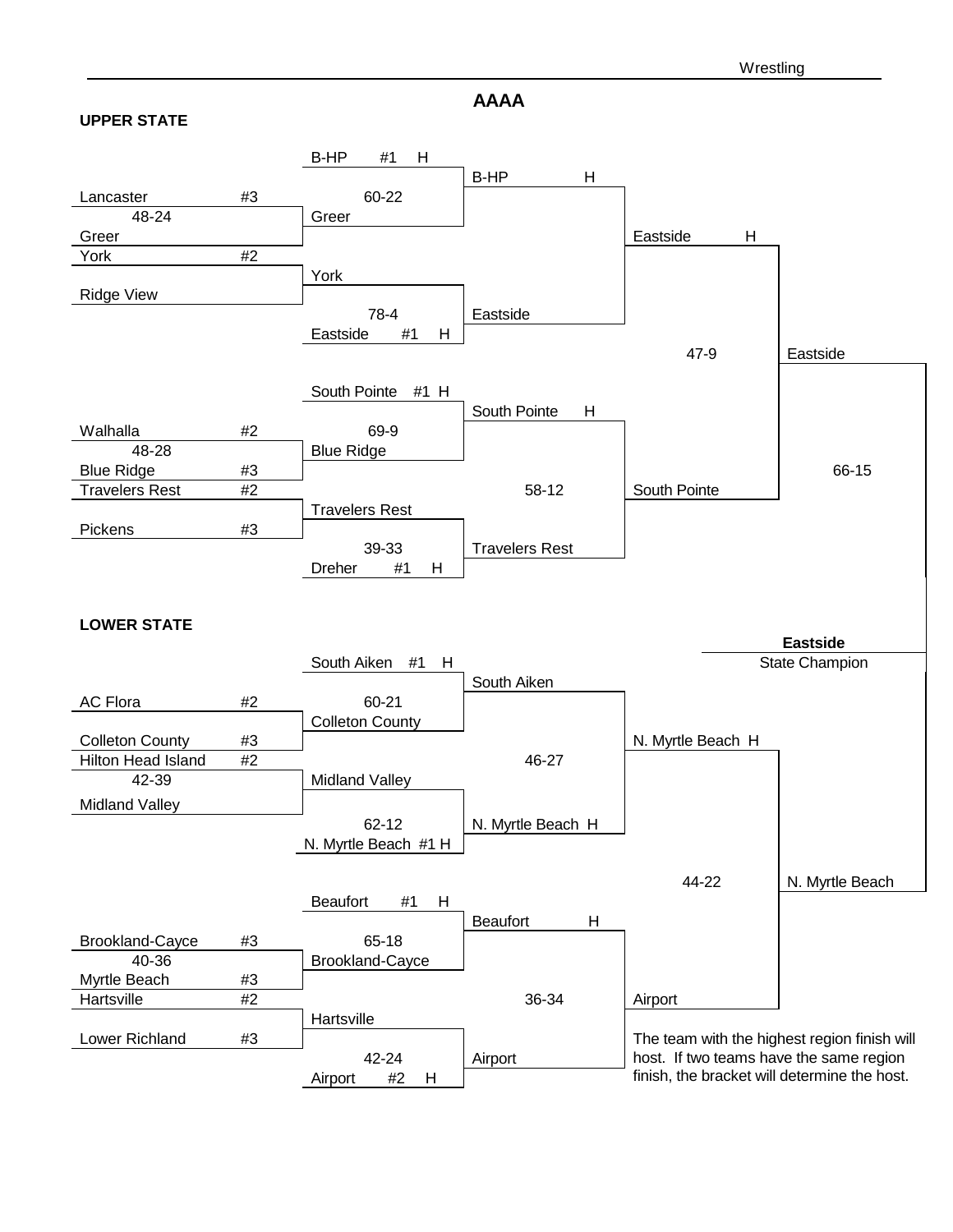# AAAA

## UPPER STATE

**First Round**

- Lancaster #3 vs Greer — 48-24 (Greer)
- York #2 vs Ridge View — (York)
- Walhalla #2 vs Blue Ridge #3 — 48-28 (Blue Ridge)
- Travelers Rest #2 vs Pickens #3 — (Travelers Rest)

**Second Round**

- B-HP #1 H vs Greer — 60-22 (B-HP H)
- York vs Eastside #1 H — 78-4 (Eastside)
- South Pointe #1 H vs Blue Ridge — 69-9 (South Pointe H)
- Travelers Rest vs Dreher #1 H — 39-33 (Travelers Rest)

**Third Round**

- B-HP H vs Eastside — (Eastside H)
- South Pointe H vs Travelers Rest — 58-12 (South Pointe)

**Upper State Final**

- Eastside H vs South Pointe — 47-9 (Eastside)

## LOWER STATE

**First Round**

- AC Flora #2 vs Colleton County #3 — (Colleton County)
- Hilton Head Island #2 vs Midland Valley — 42-39 (Midland Valley)
- Brookland-Cayce #3 vs Myrtle Beach #3 — 40-36 (Brookland-Cayce)
- Hartsville #2 vs Lower Richland #3 — (Hartsville)

**Second Round**

- South Aiken #1 H vs Colleton County — 60-21 (South Aiken)
- Midland Valley vs N. Myrtle Beach #1 H — 62-12 (N. Myrtle Beach H)
- Beaufort #1 H vs Brookland-Cayce — 65-18 (Beaufort H)
- Hartsville vs Airport #2 H — 42-24 (Airport)

**Third Round**

- South Aiken vs N. Myrtle Beach H — 46-27 (N. Myrtle Beach H)
- Beaufort H vs Airport — 36-34 (Airport)

**Lower State Final**

- N. Myrtle Beach H vs Airport — 44-22 (N. Myrtle Beach)

## State Final

- Eastside vs N. Myrtle Beach — 66-15

**Eastside**
State Champion

The team with the highest region finish will host. If two teams have the same region finish, the bracket will determine the host.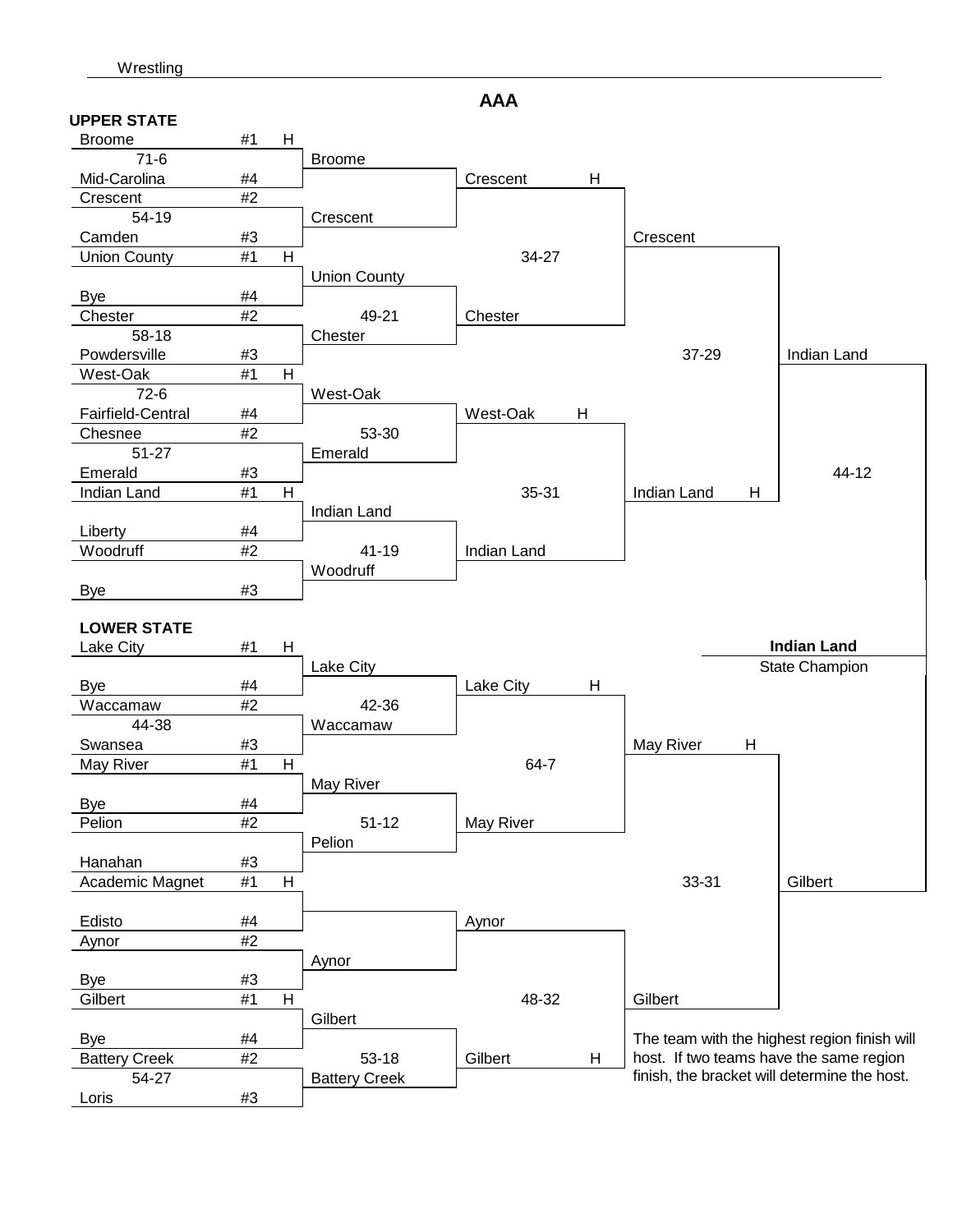Wrestling

# AAA

## UPPER STATE

### First Round

| Seed | Team | Score | Seed | Team | Winner |
| --- | --- | --- | --- | --- | --- |
| #1 H | Broome | 71-6 | #4 | Mid-Carolina | Broome |
| #2 | Crescent | 54-19 | #3 | Camden | Crescent |
| #1 H | Union County | | #4 | Bye | Union County |
| #2 | Chester | 58-18 | #3 | Powdersville | Chester |
| #1 H | West-Oak | 72-6 | #4 | Fairfield-Central | West-Oak |
| #2 | Chesnee | 51-27 | #3 | Emerald | Emerald |
| #1 H | Indian Land | | #4 | Liberty | Indian Land |
| #2 | Woodruff | | #3 | Bye | Woodruff |

### Second Round

| Team | Score | Team | Winner |
| --- | --- | --- | --- |
| Broome | | Crescent | Crescent H |
| Union County | 49-21 | Chester | Chester |
| West-Oak | 53-30 | Emerald | West-Oak H |
| Indian Land | 41-19 | Woodruff | Indian Land |

### Third Round

| Team | Score | Team | Winner |
| --- | --- | --- | --- |
| Crescent H | 34-27 | Chester | Crescent |
| West-Oak H | 35-31 | Indian Land | Indian Land H |

### Upper State Final

| Team | Score | Team | Winner |
| --- | --- | --- | --- |
| Crescent | 37-29 | Indian Land H | Indian Land |

## LOWER STATE

### First Round

| Seed | Team | Score | Seed | Team | Winner |
| --- | --- | --- | --- | --- | --- |
| #1 H | Lake City | | #4 | Bye | Lake City |
| #2 | Waccamaw | 44-38 | #3 | Swansea | Waccamaw |
| #1 H | May River | | #4 | Bye | May River |
| #2 | Pelion | | #3 | Hanahan | Pelion |
| #1 H | Academic Magnet | | #4 | Edisto | |
| #2 | Aynor | | #3 | Bye | Aynor |
| #1 H | Gilbert | | #4 | Bye | Gilbert |
| #2 | Battery Creek | 54-27 | #3 | Loris | Battery Creek |

### Second Round

| Team | Score | Team | Winner |
| --- | --- | --- | --- |
| Lake City | 42-36 | Waccamaw | Lake City H |
| May River | 51-12 | Pelion | May River |
| | | Aynor | Aynor |
| Gilbert | 53-18 | Battery Creek | Gilbert H |

### Third Round

| Team | Score | Team | Winner |
| --- | --- | --- | --- |
| Lake City H | 64-7 | May River | May River H |
| Aynor | 48-32 | Gilbert H | Gilbert |

### Lower State Final

| Team | Score | Team | Winner |
| --- | --- | --- | --- |
| May River H | 33-31 | Gilbert | Gilbert |

## State Final

| Team | Score | Team | Winner |
| --- | --- | --- | --- |
| Indian Land | 44-12 | Gilbert | Indian Land |

**Indian Land**

State Champion

The team with the highest region finish will host. If two teams have the same region finish, the bracket will determine the host.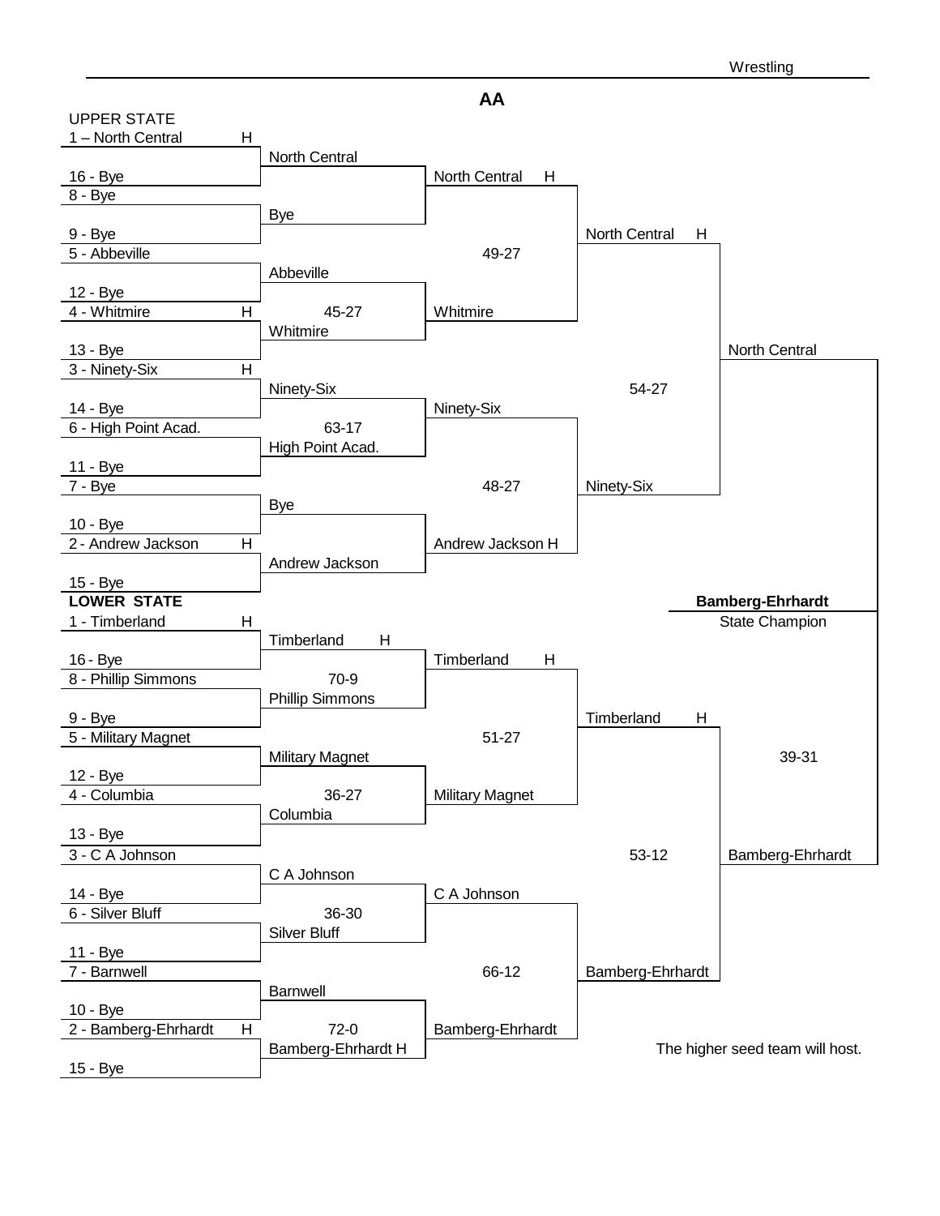## AA

### UPPER STATE

**First Round**

- 1 – North Central H vs. 16 - Bye: North Central
- 8 - Bye vs. 9 - Bye: Bye
- 5 - Abbeville vs. 12 - Bye: Abbeville
- 4 - Whitmire H vs. 13 - Bye: Whitmire
- 3 - Ninety-Six H vs. 14 - Bye: Ninety-Six
- 6 - High Point Acad. vs. 11 - Bye: High Point Acad.
- 7 - Bye vs. 10 - Bye: Bye
- 2 - Andrew Jackson H vs. 15 - Bye: Andrew Jackson

**Second Round**

- North Central H vs. Bye: North Central H
- Abbeville vs. Whitmire (45-27): Whitmire
- Ninety-Six vs. High Point Acad. (63-17): Ninety-Six
- Bye vs. Andrew Jackson: Andrew Jackson H

**Third Round**

- North Central H vs. Whitmire (49-27): North Central H
- Ninety-Six vs. Andrew Jackson H (48-27): Ninety-Six

**Upper State Final**

- North Central H vs. Ninety-Six (54-27): North Central

### LOWER STATE

**First Round**

- 1 - Timberland H vs. 16 - Bye: Timberland H
- 8 - Phillip Simmons vs. 9 - Bye: Phillip Simmons
- 5 - Military Magnet vs. 12 - Bye: Military Magnet
- 4 - Columbia vs. 13 - Bye: Columbia
- 3 - C A Johnson vs. 14 - Bye: C A Johnson
- 6 - Silver Bluff vs. 11 - Bye: Silver Bluff
- 7 - Barnwell vs. 10 - Bye: Barnwell
- 2 - Bamberg-Ehrhardt H vs. 15 - Bye: Bamberg-Ehrhardt H

**Second Round**

- Timberland H vs. Phillip Simmons (70-9): Timberland H
- Military Magnet vs. Columbia (36-27): Military Magnet
- C A Johnson vs. Silver Bluff (36-30): C A Johnson
- Barnwell vs. Bamberg-Ehrhardt H (72-0): Bamberg-Ehrhardt

**Third Round**

- Timberland H vs. Military Magnet (51-27): Timberland H
- C A Johnson vs. Bamberg-Ehrhardt (66-12): Bamberg-Ehrhardt

**Lower State Final**

- Timberland H vs. Bamberg-Ehrhardt (53-12): Bamberg-Ehrhardt

### State Final

- North Central vs. Bamberg-Ehrhardt (39-31)

**Bamberg-Ehrhardt**
State Champion

The higher seed team will host.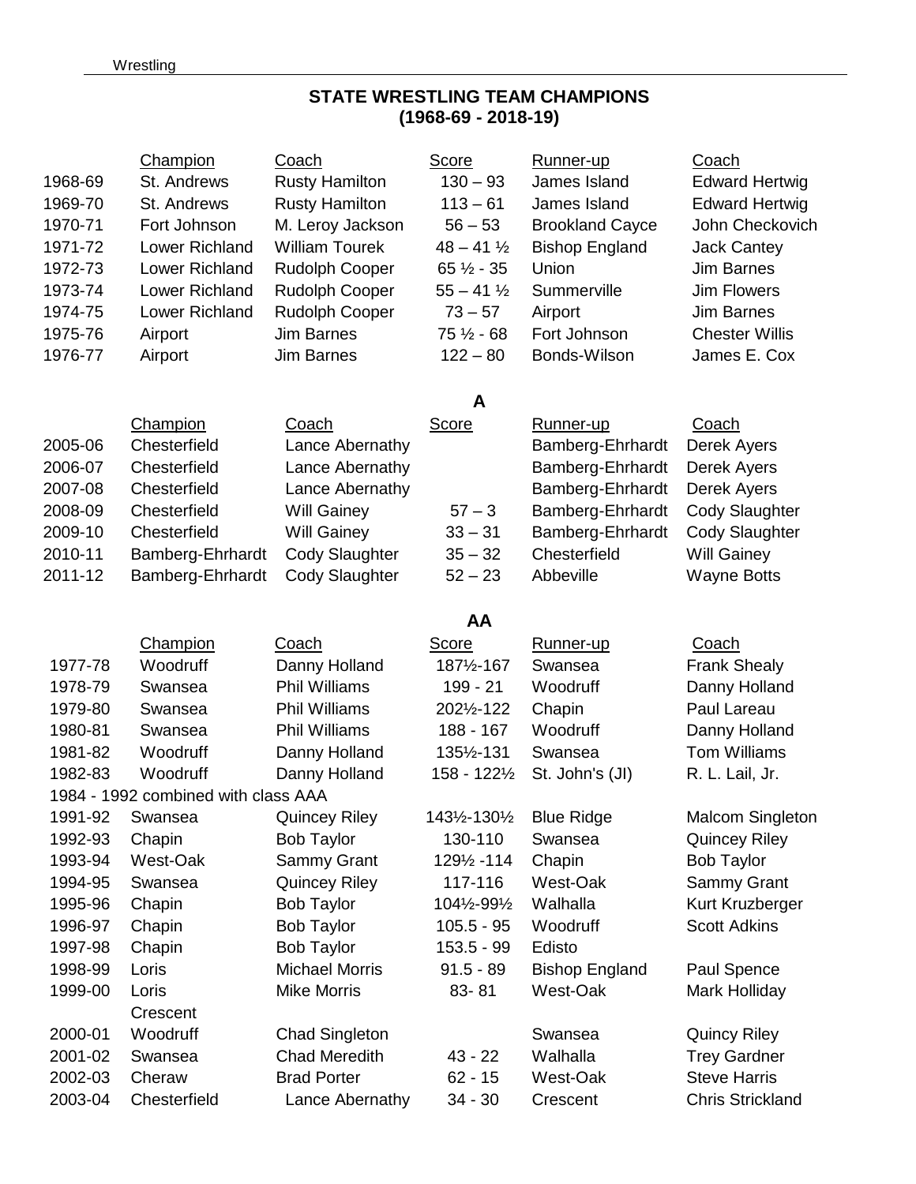## STATE WRESTLING TEAM CHAMPIONS
## (1968-69 - 2018-19)

| | Champion | Coach | Score | Runner-up | Coach |
|---|---|---|---|---|---|
| 1968-69 | St. Andrews | Rusty Hamilton | 130 – 93 | James Island | Edward Hertwig |
| 1969-70 | St. Andrews | Rusty Hamilton | 113 – 61 | James Island | Edward Hertwig |
| 1970-71 | Fort Johnson | M. Leroy Jackson | 56 – 53 | Brookland Cayce | John Checkovich |
| 1971-72 | Lower Richland | William Tourek | 48 – 41 ½ | Bishop England | Jack Cantey |
| 1972-73 | Lower Richland | Rudolph Cooper | 65 ½ - 35 | Union | Jim Barnes |
| 1973-74 | Lower Richland | Rudolph Cooper | 55 – 41 ½ | Summerville | Jim Flowers |
| 1974-75 | Lower Richland | Rudolph Cooper | 73 – 57 | Airport | Jim Barnes |
| 1975-76 | Airport | Jim Barnes | 75 ½ - 68 | Fort Johnson | Chester Willis |
| 1976-77 | Airport | Jim Barnes | 122 – 80 | Bonds-Wilson | James E. Cox |

### A

| | Champion | Coach | Score | Runner-up | Coach |
|---|---|---|---|---|---|
| 2005-06 | Chesterfield | Lance Abernathy | | Bamberg-Ehrhardt | Derek Ayers |
| 2006-07 | Chesterfield | Lance Abernathy | | Bamberg-Ehrhardt | Derek Ayers |
| 2007-08 | Chesterfield | Lance Abernathy | | Bamberg-Ehrhardt | Derek Ayers |
| 2008-09 | Chesterfield | Will Gainey | 57 – 3 | Bamberg-Ehrhardt | Cody Slaughter |
| 2009-10 | Chesterfield | Will Gainey | 33 – 31 | Bamberg-Ehrhardt | Cody Slaughter |
| 2010-11 | Bamberg-Ehrhardt | Cody Slaughter | 35 – 32 | Chesterfield | Will Gainey |
| 2011-12 | Bamberg-Ehrhardt | Cody Slaughter | 52 – 23 | Abbeville | Wayne Botts |

### AA

| | Champion | Coach | Score | Runner-up | Coach |
|---|---|---|---|---|---|
| 1977-78 | Woodruff | Danny Holland | 187½-167 | Swansea | Frank Shealy |
| 1978-79 | Swansea | Phil Williams | 199 - 21 | Woodruff | Danny Holland |
| 1979-80 | Swansea | Phil Williams | 202½-122 | Chapin | Paul Lareau |
| 1980-81 | Swansea | Phil Williams | 188 - 167 | Woodruff | Danny Holland |
| 1981-82 | Woodruff | Danny Holland | 135½-131 | Swansea | Tom Williams |
| 1982-83 | Woodruff | Danny Holland | 158 - 122½ | St. John's (JI) | R. L. Lail, Jr. |
| 1984 - 1992 combined with class AAA | | | | | |
| 1991-92 | Swansea | Quincey Riley | 143½-130½ | Blue Ridge | Malcom Singleton |
| 1992-93 | Chapin | Bob Taylor | 130-110 | Swansea | Quincey Riley |
| 1993-94 | West-Oak | Sammy Grant | 129½ -114 | Chapin | Bob Taylor |
| 1994-95 | Swansea | Quincey Riley | 117-116 | West-Oak | Sammy Grant |
| 1995-96 | Chapin | Bob Taylor | 104½-99½ | Walhalla | Kurt Kruzberger |
| 1996-97 | Chapin | Bob Taylor | 105.5 - 95 | Woodruff | Scott Adkins |
| 1997-98 | Chapin | Bob Taylor | 153.5 - 99 | Edisto | |
| 1998-99 | Loris | Michael Morris | 91.5 - 89 | Bishop England | Paul Spence |
| 1999-00 | Loris | Mike Morris | 83- 81 | West-Oak | Mark Holliday |
| 2000-01 | Crescent Woodruff | Chad Singleton | | Swansea | Quincy Riley |
| 2001-02 | Swansea | Chad Meredith | 43 - 22 | Walhalla | Trey Gardner |
| 2002-03 | Cheraw | Brad Porter | 62 - 15 | West-Oak | Steve Harris |
| 2003-04 | Chesterfield | Lance Abernathy | 34 - 30 | Crescent | Chris Strickland |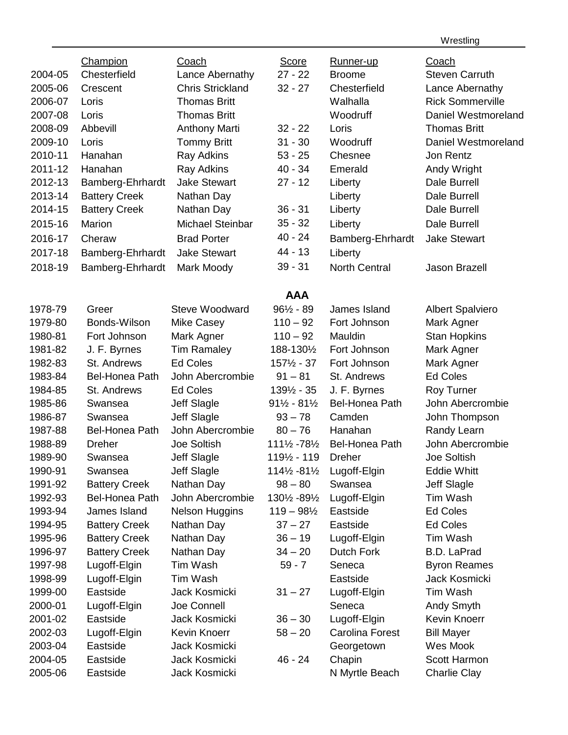| | Champion | Coach | Score | Runner-up | Coach |
|---|---|---|---|---|---|
| 2004-05 | Chesterfield | Lance Abernathy | 27 - 22 | Broome | Steven Carruth |
| 2005-06 | Crescent | Chris Strickland | 32 - 27 | Chesterfield | Lance Abernathy |
| 2006-07 | Loris | Thomas Britt | | Walhalla | Rick Sommerville |
| 2007-08 | Loris | Thomas Britt | | Woodruff | Daniel Westmoreland |
| 2008-09 | Abbevill | Anthony Marti | 32 - 22 | Loris | Thomas Britt |
| 2009-10 | Loris | Tommy Britt | 31 - 30 | Woodruff | Daniel Westmoreland |
| 2010-11 | Hanahan | Ray Adkins | 53 - 25 | Chesnee | Jon Rentz |
| 2011-12 | Hanahan | Ray Adkins | 40 - 34 | Emerald | Andy Wright |
| 2012-13 | Bamberg-Ehrhardt | Jake Stewart | 27 - 12 | Liberty | Dale Burrell |
| 2013-14 | Battery Creek | Nathan Day | | Liberty | Dale Burrell |
| 2014-15 | Battery Creek | Nathan Day | 36 - 31 | Liberty | Dale Burrell |
| 2015-16 | Marion | Michael Steinbar | 35 - 32 | Liberty | Dale Burrell |
| 2016-17 | Cheraw | Brad Porter | 40 - 24 | Bamberg-Ehrhardt | Jake Stewart |
| 2017-18 | Bamberg-Ehrhardt | Jake Stewart | 44 - 13 | Liberty | |
| 2018-19 | Bamberg-Ehrhardt | Mark Moody | 39 - 31 | North Central | Jason Brazell |

**AAA**

| | Champion | Coach | Score | Runner-up | Coach |
|---|---|---|---|---|---|
| 1978-79 | Greer | Steve Woodward | 96½ - 89 | James Island | Albert Spalviero |
| 1979-80 | Bonds-Wilson | Mike Casey | 110 – 92 | Fort Johnson | Mark Agner |
| 1980-81 | Fort Johnson | Mark Agner | 110 – 92 | Mauldin | Stan Hopkins |
| 1981-82 | J. F. Byrnes | Tim Ramaley | 188-130½ | Fort Johnson | Mark Agner |
| 1982-83 | St. Andrews | Ed Coles | 157½ - 37 | Fort Johnson | Mark Agner |
| 1983-84 | Bel-Honea Path | John Abercrombie | 91 – 81 | St. Andrews | Ed Coles |
| 1984-85 | St. Andrews | Ed Coles | 139½ - 35 | J. F. Byrnes | Roy Turner |
| 1985-86 | Swansea | Jeff Slagle | 91½ - 81½ | Bel-Honea Path | John Abercrombie |
| 1986-87 | Swansea | Jeff Slagle | 93 – 78 | Camden | John Thompson |
| 1987-88 | Bel-Honea Path | John Abercrombie | 80 – 76 | Hanahan | Randy Learn |
| 1988-89 | Dreher | Joe Soltish | 111½ -78½ | Bel-Honea Path | John Abercrombie |
| 1989-90 | Swansea | Jeff Slagle | 119½ - 119 | Dreher | Joe Soltish |
| 1990-91 | Swansea | Jeff Slagle | 114½ -81½ | Lugoff-Elgin | Eddie Whitt |
| 1991-92 | Battery Creek | Nathan Day | 98 – 80 | Swansea | Jeff Slagle |
| 1992-93 | Bel-Honea Path | John Abercrombie | 130½ -89½ | Lugoff-Elgin | Tim Wash |
| 1993-94 | James Island | Nelson Huggins | 119 – 98½ | Eastside | Ed Coles |
| 1994-95 | Battery Creek | Nathan Day | 37 – 27 | Eastside | Ed Coles |
| 1995-96 | Battery Creek | Nathan Day | 36 – 19 | Lugoff-Elgin | Tim Wash |
| 1996-97 | Battery Creek | Nathan Day | 34 – 20 | Dutch Fork | B.D. LaPrad |
| 1997-98 | Lugoff-Elgin | Tim Wash | 59 - 7 | Seneca | Byron Reames |
| 1998-99 | Lugoff-Elgin | Tim Wash | | Eastside | Jack Kosmicki |
| 1999-00 | Eastside | Jack Kosmicki | 31 – 27 | Lugoff-Elgin | Tim Wash |
| 2000-01 | Lugoff-Elgin | Joe Connell | | Seneca | Andy Smyth |
| 2001-02 | Eastside | Jack Kosmicki | 36 – 30 | Lugoff-Elgin | Kevin Knoerr |
| 2002-03 | Lugoff-Elgin | Kevin Knoerr | 58 – 20 | Carolina Forest | Bill Mayer |
| 2003-04 | Eastside | Jack Kosmicki | | Georgetown | Wes Mook |
| 2004-05 | Eastside | Jack Kosmicki | 46 - 24 | Chapin | Scott Harmon |
| 2005-06 | Eastside | Jack Kosmicki | | N Myrtle Beach | Charlie Clay |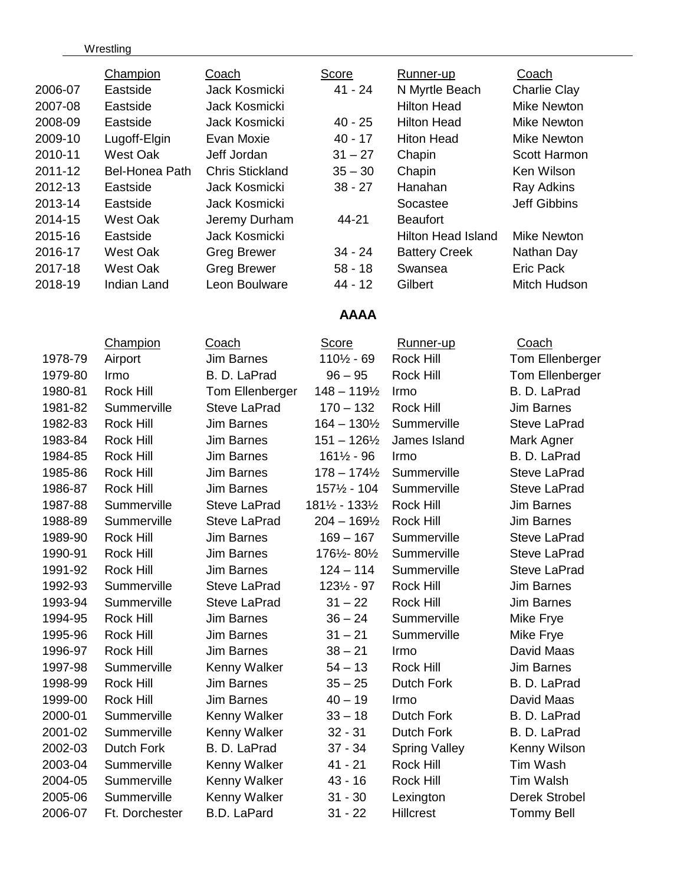Wrestling

| | Champion | Coach | Score | Runner-up | Coach |
|---|---|---|---|---|---|
| 2006-07 | Eastside | Jack Kosmicki | 41 - 24 | N Myrtle Beach | Charlie Clay |
| 2007-08 | Eastside | Jack Kosmicki | | Hilton Head | Mike Newton |
| 2008-09 | Eastside | Jack Kosmicki | 40 - 25 | Hilton Head | Mike Newton |
| 2009-10 | Lugoff-Elgin | Evan Moxie | 40 - 17 | Hiton Head | Mike Newton |
| 2010-11 | West Oak | Jeff Jordan | 31 – 27 | Chapin | Scott Harmon |
| 2011-12 | Bel-Honea Path | Chris Stickland | 35 – 30 | Chapin | Ken Wilson |
| 2012-13 | Eastside | Jack Kosmicki | 38 - 27 | Hanahan | Ray Adkins |
| 2013-14 | Eastside | Jack Kosmicki | | Socastee | Jeff Gibbins |
| 2014-15 | West Oak | Jeremy Durham | 44-21 | Beaufort | |
| 2015-16 | Eastside | Jack Kosmicki | | Hilton Head Island | Mike Newton |
| 2016-17 | West Oak | Greg Brewer | 34 - 24 | Battery Creek | Nathan Day |
| 2017-18 | West Oak | Greg Brewer | 58 - 18 | Swansea | Eric Pack |
| 2018-19 | Indian Land | Leon Boulware | 44 - 12 | Gilbert | Mitch Hudson |

## AAAA

| | Champion | Coach | Score | Runner-up | Coach |
|---|---|---|---|---|---|
| 1978-79 | Airport | Jim Barnes | 110½ - 69 | Rock Hill | Tom Ellenberger |
| 1979-80 | Irmo | B. D. LaPrad | 96 – 95 | Rock Hill | Tom Ellenberger |
| 1980-81 | Rock Hill | Tom Ellenberger | 148 – 119½ | Irmo | B. D. LaPrad |
| 1981-82 | Summerville | Steve LaPrad | 170 – 132 | Rock Hill | Jim Barnes |
| 1982-83 | Rock Hill | Jim Barnes | 164 – 130½ | Summerville | Steve LaPrad |
| 1983-84 | Rock Hill | Jim Barnes | 151 – 126½ | James Island | Mark Agner |
| 1984-85 | Rock Hill | Jim Barnes | 161½ - 96 | Irmo | B. D. LaPrad |
| 1985-86 | Rock Hill | Jim Barnes | 178 – 174½ | Summerville | Steve LaPrad |
| 1986-87 | Rock Hill | Jim Barnes | 157½ - 104 | Summerville | Steve LaPrad |
| 1987-88 | Summerville | Steve LaPrad | 181½ - 133½ | Rock Hill | Jim Barnes |
| 1988-89 | Summerville | Steve LaPrad | 204 – 169½ | Rock Hill | Jim Barnes |
| 1989-90 | Rock Hill | Jim Barnes | 169 – 167 | Summerville | Steve LaPrad |
| 1990-91 | Rock Hill | Jim Barnes | 176½- 80½ | Summerville | Steve LaPrad |
| 1991-92 | Rock Hill | Jim Barnes | 124 – 114 | Summerville | Steve LaPrad |
| 1992-93 | Summerville | Steve LaPrad | 123½ - 97 | Rock Hill | Jim Barnes |
| 1993-94 | Summerville | Steve LaPrad | 31 – 22 | Rock Hill | Jim Barnes |
| 1994-95 | Rock Hill | Jim Barnes | 36 – 24 | Summerville | Mike Frye |
| 1995-96 | Rock Hill | Jim Barnes | 31 – 21 | Summerville | Mike Frye |
| 1996-97 | Rock Hill | Jim Barnes | 38 – 21 | Irmo | David Maas |
| 1997-98 | Summerville | Kenny Walker | 54 – 13 | Rock Hill | Jim Barnes |
| 1998-99 | Rock Hill | Jim Barnes | 35 – 25 | Dutch Fork | B. D. LaPrad |
| 1999-00 | Rock Hill | Jim Barnes | 40 – 19 | Irmo | David Maas |
| 2000-01 | Summerville | Kenny Walker | 33 – 18 | Dutch Fork | B. D. LaPrad |
| 2001-02 | Summerville | Kenny Walker | 32 - 31 | Dutch Fork | B. D. LaPrad |
| 2002-03 | Dutch Fork | B. D. LaPrad | 37 - 34 | Spring Valley | Kenny Wilson |
| 2003-04 | Summerville | Kenny Walker | 41 - 21 | Rock Hill | Tim Wash |
| 2004-05 | Summerville | Kenny Walker | 43 - 16 | Rock Hill | Tim Walsh |
| 2005-06 | Summerville | Kenny Walker | 31 - 30 | Lexington | Derek Strobel |
| 2006-07 | Ft. Dorchester | B.D. LaPard | 31 - 22 | Hillcrest | Tommy Bell |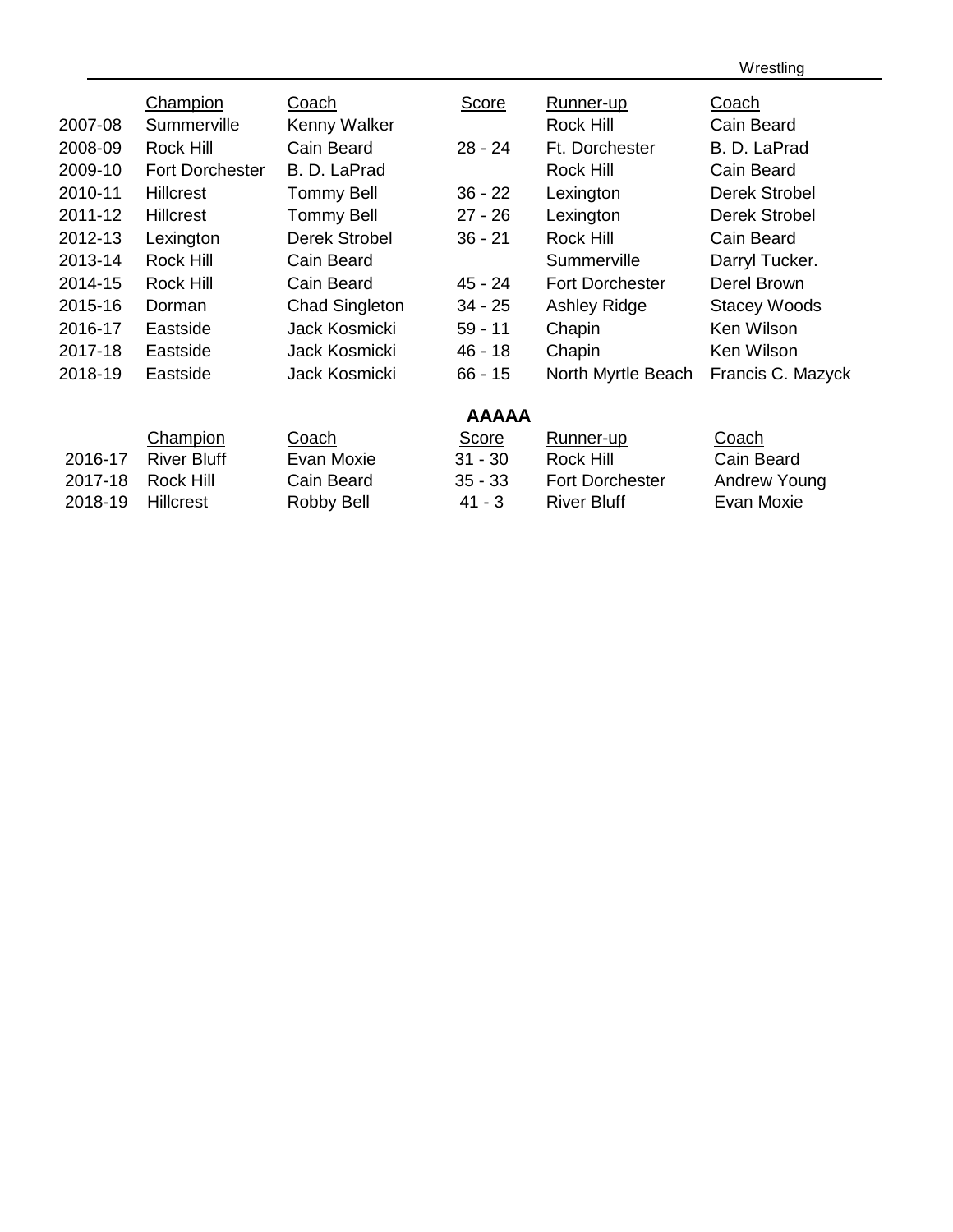Wrestling

| | Champion | Coach | Score | Runner-up | Coach |
|---|---|---|---|---|---|
| 2007-08 | Summerville | Kenny Walker | | Rock Hill | Cain Beard |
| 2008-09 | Rock Hill | Cain Beard | 28 - 24 | Ft. Dorchester | B. D. LaPrad |
| 2009-10 | Fort Dorchester | B. D. LaPrad | | Rock Hill | Cain Beard |
| 2010-11 | Hillcrest | Tommy Bell | 36 - 22 | Lexington | Derek Strobel |
| 2011-12 | Hillcrest | Tommy Bell | 27 - 26 | Lexington | Derek Strobel |
| 2012-13 | Lexington | Derek Strobel | 36 - 21 | Rock Hill | Cain Beard |
| 2013-14 | Rock Hill | Cain Beard | | Summerville | Darryl Tucker. |
| 2014-15 | Rock Hill | Cain Beard | 45 - 24 | Fort Dorchester | Derel Brown |
| 2015-16 | Dorman | Chad Singleton | 34 - 25 | Ashley Ridge | Stacey Woods |
| 2016-17 | Eastside | Jack Kosmicki | 59 - 11 | Chapin | Ken Wilson |
| 2017-18 | Eastside | Jack Kosmicki | 46 - 18 | Chapin | Ken Wilson |
| 2018-19 | Eastside | Jack Kosmicki | 66 - 15 | North Myrtle Beach | Francis C. Mazyck |

**AAAAA**

| | Champion | Coach | Score | Runner-up | Coach |
|---|---|---|---|---|---|
| 2016-17 | River Bluff | Evan Moxie | 31 - 30 | Rock Hill | Cain Beard |
| 2017-18 | Rock Hill | Cain Beard | 35 - 33 | Fort Dorchester | Andrew Young |
| 2018-19 | Hillcrest | Robby Bell | 41 - 3 | River Bluff | Evan Moxie |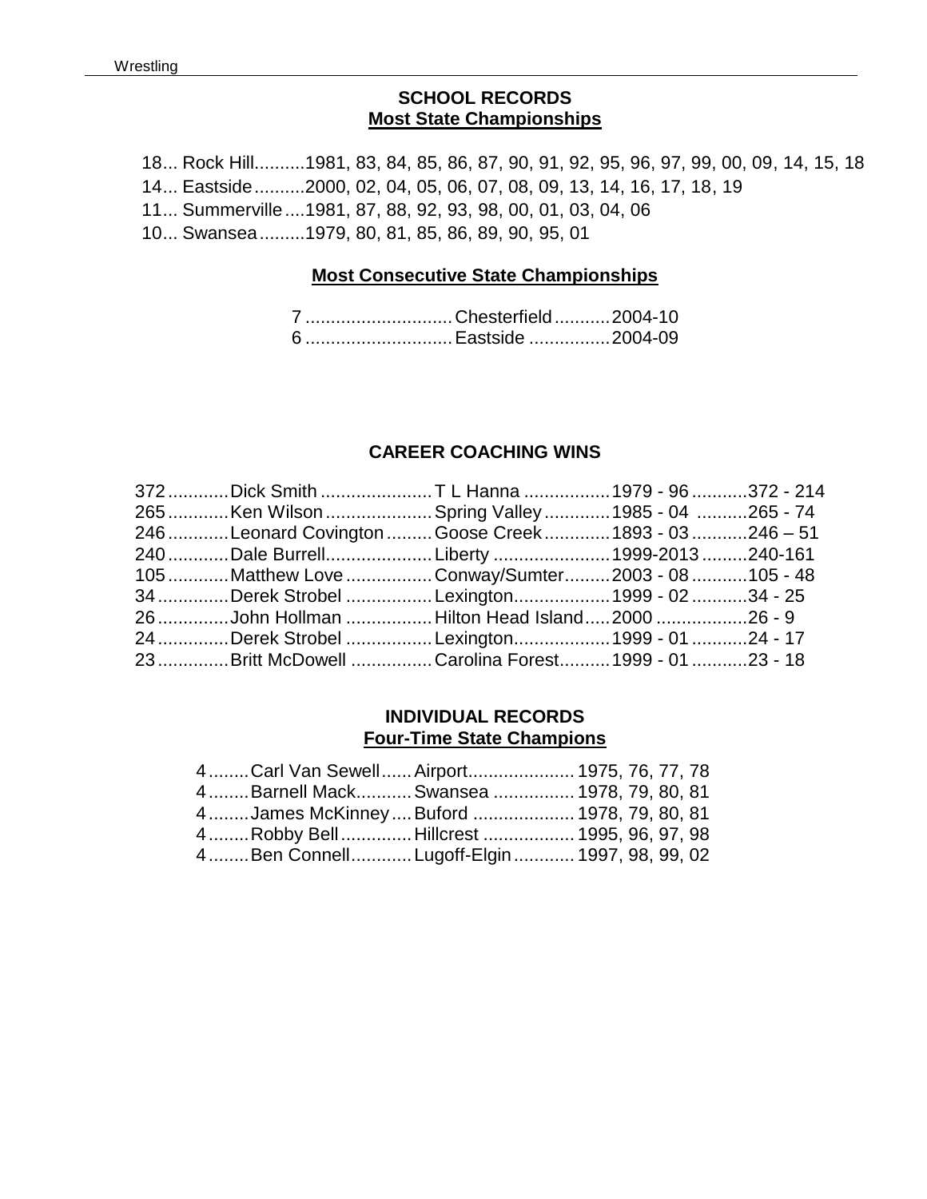## SCHOOL RECORDS

### Most State Championships

18... Rock Hill..........1981, 83, 84, 85, 86, 87, 90, 91, 92, 95, 96, 97, 99, 00, 09, 14, 15, 18
14... Eastside..........2000, 02, 04, 05, 06, 07, 08, 09, 13, 14, 16, 17, 18, 19
11... Summerville....1981, 87, 88, 92, 93, 98, 00, 01, 03, 04, 06
10... Swansea.........1979, 80, 81, 85, 86, 89, 90, 95, 01

### Most Consecutive State Championships

| | | |
|---|---|---|
| 7 | Chesterfield | 2004-10 |
| 6 | Eastside | 2004-09 |

## CAREER COACHING WINS

| | | | | |
|---|---|---|---|---|
| 372 | Dick Smith | T L Hanna | 1979 - 96 | 372 - 214 |
| 265 | Ken Wilson | Spring Valley | 1985 - 04 | 265 - 74 |
| 246 | Leonard Covington | Goose Creek | 1893 - 03 | 246 – 51 |
| 240 | Dale Burrell | Liberty | 1999-2013 | 240-161 |
| 105 | Matthew Love | Conway/Sumter | 2003 - 08 | 105 - 48 |
| 34 | Derek Strobel | Lexington | 1999 - 02 | 34 - 25 |
| 26 | John Hollman | Hilton Head Island | 2000 | 26 - 9 |
| 24 | Derek Strobel | Lexington | 1999 - 01 | 24 - 17 |
| 23 | Britt McDowell | Carolina Forest | 1999 - 01 | 23 - 18 |

## INDIVIDUAL RECORDS

### Four-Time State Champions

| | | | |
|---|---|---|---|
| 4 | Carl Van Sewell | Airport | 1975, 76, 77, 78 |
| 4 | Barnell Mack | Swansea | 1978, 79, 80, 81 |
| 4 | James McKinney | Buford | 1978, 79, 80, 81 |
| 4 | Robby Bell | Hillcrest | 1995, 96, 97, 98 |
| 4 | Ben Connell | Lugoff-Elgin | 1997, 98, 99, 02 |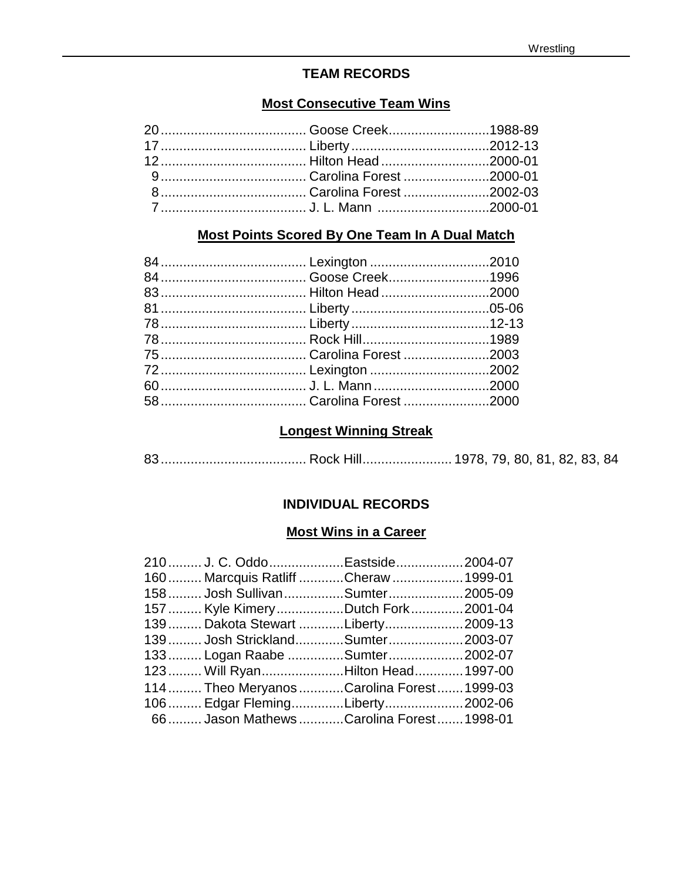# TEAM RECORDS

## Most Consecutive Team Wins

| | | |
|---|---|---|
| 20 | Goose Creek | 1988-89 |
| 17 | Liberty | 2012-13 |
| 12 | Hilton Head | 2000-01 |
| 9 | Carolina Forest | 2000-01 |
| 8 | Carolina Forest | 2002-03 |
| 7 | J. L. Mann | 2000-01 |

## Most Points Scored By One Team In A Dual Match

| | | |
|---|---|---|
| 84 | Lexington | 2010 |
| 84 | Goose Creek | 1996 |
| 83 | Hilton Head | 2000 |
| 81 | Liberty | 05-06 |
| 78 | Liberty | 12-13 |
| 78 | Rock Hill | 1989 |
| 75 | Carolina Forest | 2003 |
| 72 | Lexington | 2002 |
| 60 | J. L. Mann | 2000 |
| 58 | Carolina Forest | 2000 |

## Longest Winning Streak

| | | |
|---|---|---|
| 83 | Rock Hill | 1978, 79, 80, 81, 82, 83, 84 |

# INDIVIDUAL RECORDS

## Most Wins in a Career

| | | | |
|---|---|---|---|
| 210 | J. C. Oddo | Eastside | 2004-07 |
| 160 | Marcquis Ratliff | Cheraw | 1999-01 |
| 158 | Josh Sullivan | Sumter | 2005-09 |
| 157 | Kyle Kimery | Dutch Fork | 2001-04 |
| 139 | Dakota Stewart | Liberty | 2009-13 |
| 139 | Josh Strickland | Sumter | 2003-07 |
| 133 | Logan Raabe | Sumter | 2002-07 |
| 123 | Will Ryan | Hilton Head | 1997-00 |
| 114 | Theo Meryanos | Carolina Forest | 1999-03 |
| 106 | Edgar Fleming | Liberty | 2002-06 |
| 66 | Jason Mathews | Carolina Forest | 1998-01 |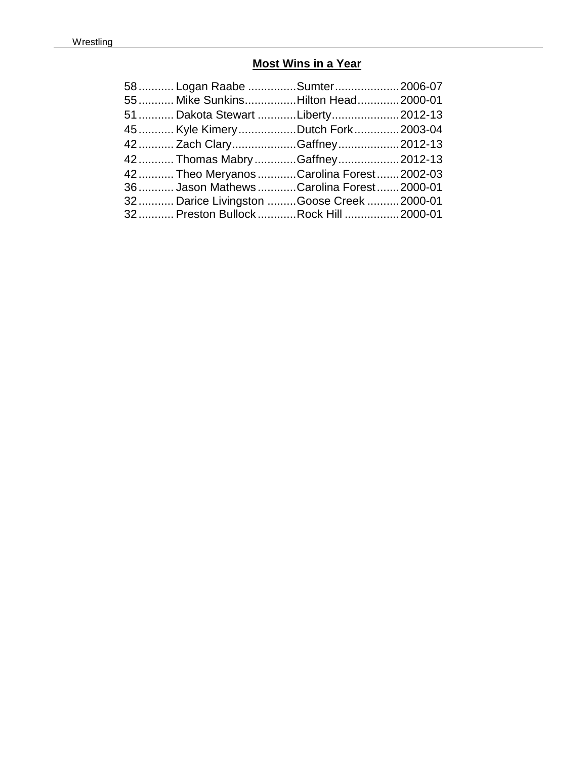## Most Wins in a Year

| | | | |
|---|---|---|---|
| 58 | Logan Raabe | Sumter | 2006-07 |
| 55 | Mike Sunkins | Hilton Head | 2000-01 |
| 51 | Dakota Stewart | Liberty | 2012-13 |
| 45 | Kyle Kimery | Dutch Fork | 2003-04 |
| 42 | Zach Clary | Gaffney | 2012-13 |
| 42 | Thomas Mabry | Gaffney | 2012-13 |
| 42 | Theo Meryanos | Carolina Forest | 2002-03 |
| 36 | Jason Mathews | Carolina Forest | 2000-01 |
| 32 | Darice Livingston | Goose Creek | 2000-01 |
| 32 | Preston Bullock | Rock Hill | 2000-01 |